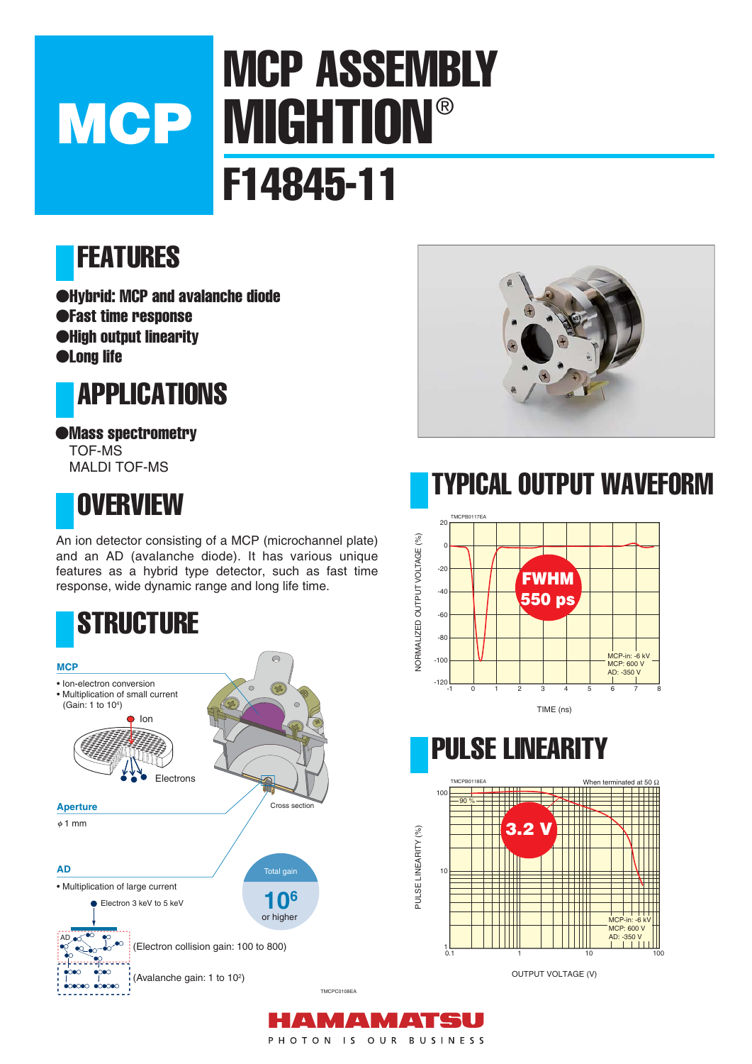# MCP

# MCP ASSEMBLY MIGHTION®

# F14845-11

## FEATURES

- **Hybrid: MCP and avalanche diode**
- **Fast time response**
- **High output linearity**
- **Long life**

## APPLICATIONS

- **Mass spectrometry**
  TOF-MS
  MALDI TOF-MS

## OVERVIEW

An ion detector consisting of a MCP (microchannel plate) and an AD (avalanche diode). It has various unique features as a hybrid type detector, such as fast time response, wide dynamic range and long life time.

## STRUCTURE

**MCP**
- Ion-electron conversion
- Multiplication of small current
  (Gain: 1 to $10^4$)

Ion

Electrons

Cross section

**Aperture**

$\phi$ 1 mm

**AD**
- Multiplication of large current

Electron 3 keV to 5 keV

Total gain
$10^6$
or higher

AD

(Electron collision gain: 100 to 800)

(Avalanche gain: 1 to $10^2$)

TMCPC0108EA

## TYPICAL OUTPUT WAVEFORM

TMCPB0117EA

NORMALIZED OUTPUT VOLTAGE (%)

20, 0, -20, -40, -60, -80, -100, -120

TIME (ns)

-1, 0, 1, 2, 3, 4, 5, 6, 7, 8

FWHM
550 ps

MCP-in: -6 kV
MCP: 600 V
AD: -350 V

## PULSE LINEARITY

TMCPB0118EA

When terminated at 50 Ω

PULSE LINEARITY (%)

100, 10, 1

90 %

3.2 V

OUTPUT VOLTAGE (V)

0.1, 1, 10, 100

MCP-in: -6 kV
MCP: 600 V
AD: -350 V

HAMAMATSU
PHOTON IS OUR BUSINESS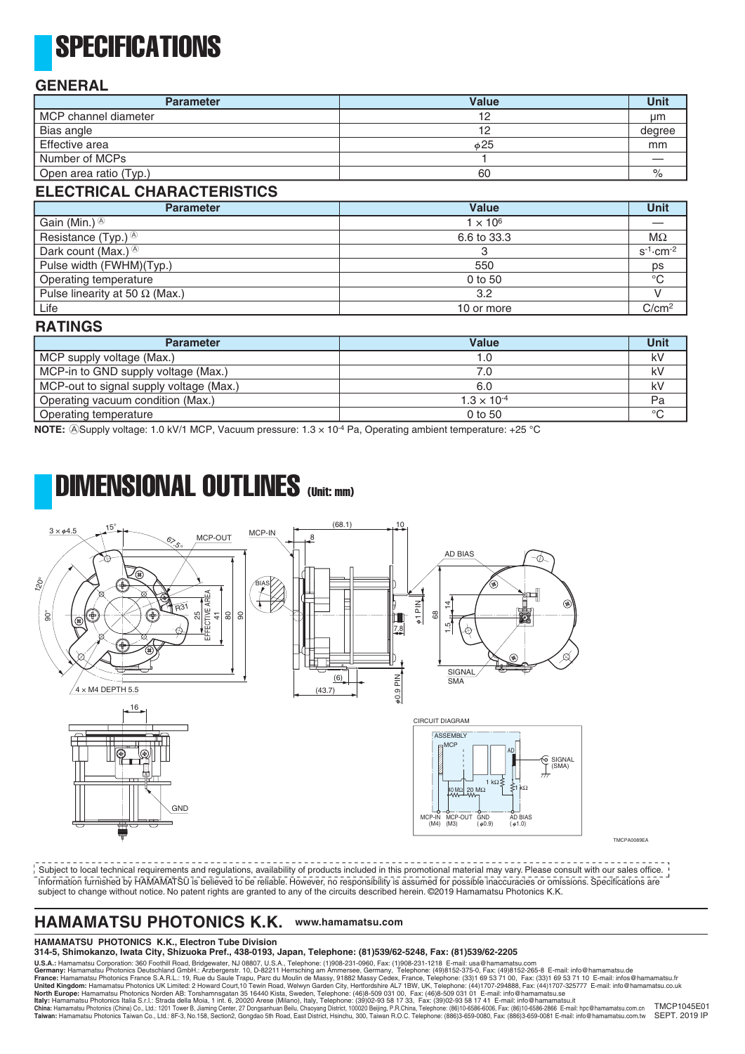# SPECIFICATIONS

## GENERAL

| Parameter | Value | Unit |
|---|---|---|
| MCP channel diameter | 12 | μm |
| Bias angle | 12 | degree |
| Effective area | ϕ25 | mm |
| Number of MCPs | 1 | — |
| Open area ratio (Typ.) | 60 | % |

## ELECTRICAL CHARACTERISTICS

| Parameter | Value | Unit |
|---|---|---|
| Gain (Min.) Ⓐ | $1 \times 10^6$ | — |
| Resistance (Typ.) Ⓐ | 6.6 to 33.3 | MΩ |
| Dark count (Max.) Ⓐ | 3 | $s^{-1} \cdot cm^{-2}$ |
| Pulse width (FWHM)(Typ.) | 550 | ps |
| Operating temperature | 0 to 50 | °C |
| Pulse linearity at 50 Ω (Max.) | 3.2 | V |
| Life | 10 or more | $C/cm^2$ |

## RATINGS

| Parameter | Value | Unit |
|---|---|---|
| MCP supply voltage (Max.) | 1.0 | kV |
| MCP-in to GND supply voltage (Max.) | 7.0 | kV |
| MCP-out to signal supply voltage (Max.) | 6.0 | kV |
| Operating vacuum condition (Max.) | $1.3 \times 10^{-4}$ | Pa |
| Operating temperature | 0 to 50 | °C |

**NOTE:** ⒶSupply voltage: 1.0 kV/1 MCP, Vacuum pressure: $1.3 \times 10^{-4}$ Pa, Operating ambient temperature: +25 °C

# DIMENSIONAL OUTLINES (Unit: mm)

3 × ϕ4.5
15°
67.5°
120°
90°
MCP-OUT
R31
25
EFFECTIVE AREA
41
80
90
4 × M4 DEPTH 5.5
MCP-IN
BIAS
(68.1)
10
8
ϕ1 PIN
7.8
(6)
(43.7)
ϕ0.9 PIN
68
14
1.5
AD BIAS
SIGNAL
SMA
16
GND

CIRCUIT DIAGRAM

ASSEMBLY
MCP
AD
SIGNAL (SMA)
1 kΩ
10 MΩ
20 MΩ
1 kΩ
MCP-IN (M4)
MCP-OUT (M3)
GND (ϕ0.9)
AD BIAS (ϕ1.0)

TMCPA0089EA

Subject to local technical requirements and regulations, availability of products included in this promotional material may vary. Please consult with our sales office.
Information furnished by HAMAMATSU is believed to be reliable. However, no responsibility is assumed for possible inaccuracies or omissions. Specifications are subject to change without notice. No patent rights are granted to any of the circuits described herein. ©2019 Hamamatsu Photonics K.K.

## HAMAMATSU PHOTONICS K.K. www.hamamatsu.com

**HAMAMATSU PHOTONICS K.K., Electron Tube Division**
**314-5, Shimokanzo, Iwata City, Shizuoka Pref., 438-0193, Japan, Telephone: (81)539/62-5248, Fax: (81)539/62-2205**

**U.S.A.:** Hamamatsu Corporation: 360 Foothill Road, Bridgewater, NJ 08807, U.S.A., Telephone: (1)908-231-0960, Fax: (1)908-231-1218 E-mail: usa@hamamatsu.com
**Germany:** Hamamatsu Photonics Deutschland GmbH.: Arzbergerstr. 10, D-82211 Herrsching am Ammersee, Germany, Telephone: (49)8152-375-0, Fax: (49)8152-265-8 E-mail: info@hamamatsu.de
**France:** Hamamatsu Photonics France S.A.R.L.: 19, Rue du Saule Trapu, Parc du Moulin de Massy, 91882 Massy Cedex, France, Telephone: (33)1 69 53 71 00, Fax: (33)1 69 53 71 10 E-mail: infos@hamamatsu.fr
**United Kingdom:** Hamamatsu Photonics UK Limited: 2 Howard Court,10 Tewin Road, Welwyn Garden City, Hertfordshire AL7 1BW, UK, Telephone: (44)1707-294888, Fax: (44)1707-325777 E-mail: info@hamamatsu.co.uk
**North Europe:** Hamamatsu Photonics Norden AB: Torshamnsgatan 35 16440 Kista, Sweden, Telephone: (46)8-509 031 00, Fax: (46)8-509 031 01 E-mail: info@hamamatsu.se
**Italy:** Hamamatsu Photonics Italia S.r.l.: Strada della Moia, 1 int. 6, 20020 Arese (Milano), Italy, Telephone: (39)02-93 58 17 33, Fax: (39)02-93 58 17 41 E-mail: info@hamamatsu.it
**China:** Hamamatsu Photonics (China) Co., Ltd.: 1201 Tower B, Jiaming Center, 27 Dongsanhuan Beilu, Chaoyang District, 100020 Beijing, P.R.China, Telephone: (86)10-6586-6006, Fax: (86)10-6586-2866 E-mail: hpc@hamamatsu.com.cn
**Taiwan:** Hamamatsu Photonics Taiwan Co., Ltd.: 8F-3, No.158, Section2, Gongdao 5th Road, East District, Hsinchu, 300, Taiwan R.O.C. Telephone: (886)3-659-0080, Fax: (886)3-659-0081 E-mail: info@hamamatsu.com.tw

TMCP1045E01
SEPT. 2019 IP